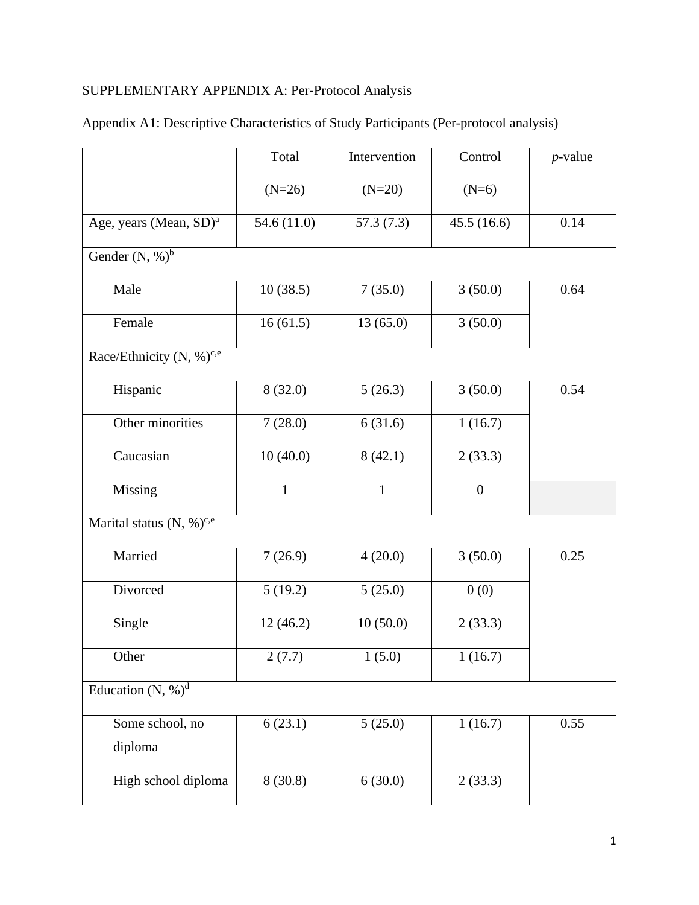SUPPLEMENTARY APPENDIX A: Per-Protocol Analysis

Appendix A1: Descriptive Characteristics of Study Participants (Per-protocol analysis)

| | Total (N=26) | Intervention (N=20) | Control (N=6) | *p*-value |
|---|---|---|---|---|
| Age, years (Mean, SD)[a] | 54.6 (11.0) | 57.3 (7.3) | 45.5 (16.6) | 0.14 |
| Gender (N, %)[b] | | | | |
| Male | 10 (38.5) | 7 (35.0) | 3 (50.0) | 0.64 |
| Female | 16 (61.5) | 13 (65.0) | 3 (50.0) | |
| Race/Ethnicity (N, %)[c,e] | | | | |
| Hispanic | 8 (32.0) | 5 (26.3) | 3 (50.0) | 0.54 |
| Other minorities | 7 (28.0) | 6 (31.6) | 1 (16.7) | |
| Caucasian | 10 (40.0) | 8 (42.1) | 2 (33.3) | |
| Missing | 1 | 1 | 0 | |
| Marital status (N, %)[c,e] | | | | |
| Married | 7 (26.9) | 4 (20.0) | 3 (50.0) | 0.25 |
| Divorced | 5 (19.2) | 5 (25.0) | 0 (0) | |
| Single | 12 (46.2) | 10 (50.0) | 2 (33.3) | |
| Other | 2 (7.7) | 1 (5.0) | 1 (16.7) | |
| Education (N, %)[d] | | | | |
| Some school, no diploma | 6 (23.1) | 5 (25.0) | 1 (16.7) | 0.55 |
| High school diploma | 8 (30.8) | 6 (30.0) | 2 (33.3) | |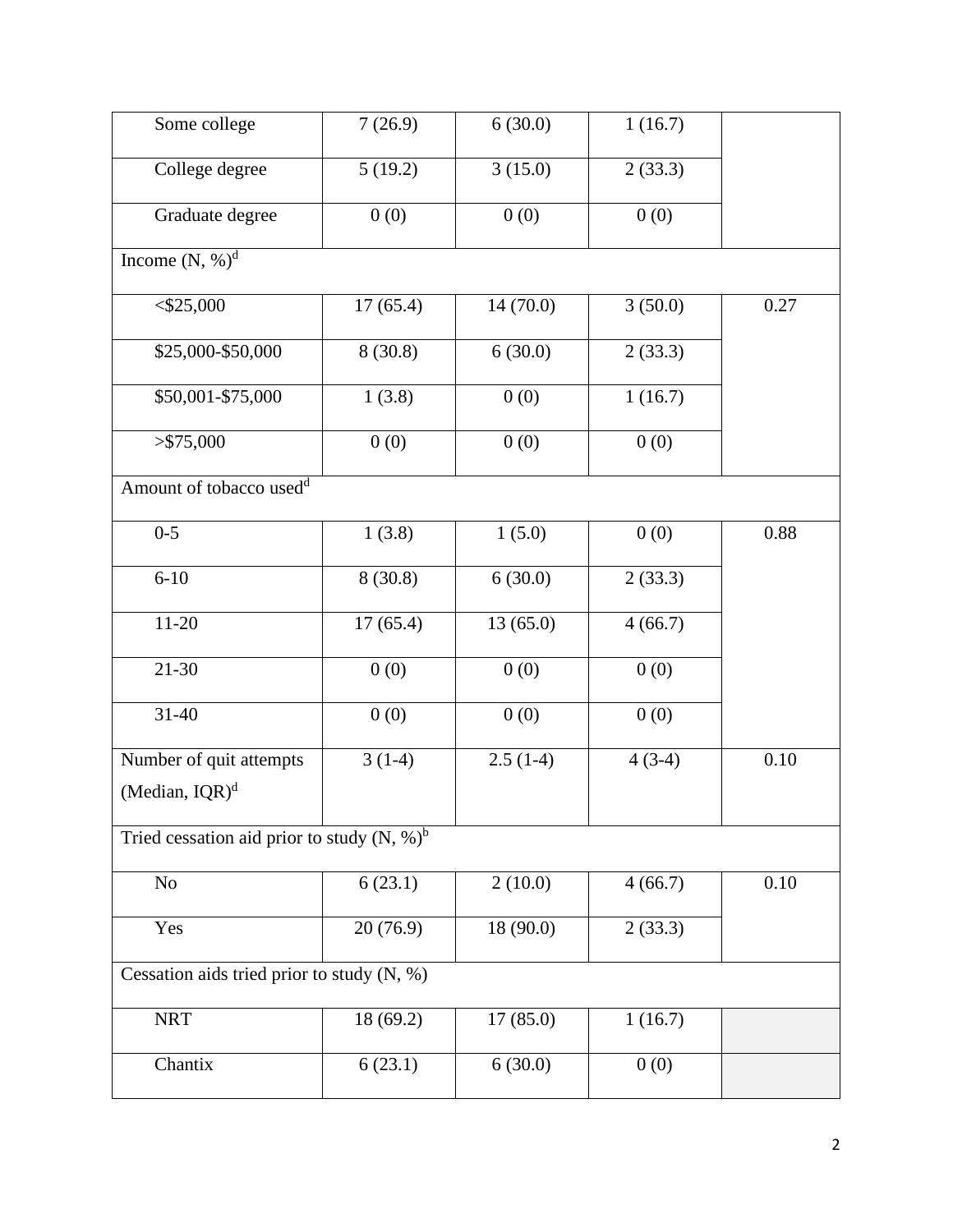| | | | | |
|---|---|---|---|---|
| Some college | 7 (26.9) | 6 (30.0) | 1 (16.7) | |
| College degree | 5 (19.2) | 3 (15.0) | 2 (33.3) | |
| Graduate degree | 0 (0) | 0 (0) | 0 (0) | |
| Income (N, %)[d] | | | | |
| <$25,000 | 17 (65.4) | 14 (70.0) | 3 (50.0) | 0.27 |
| $25,000-$50,000 | 8 (30.8) | 6 (30.0) | 2 (33.3) | |
| $50,001-$75,000 | 1 (3.8) | 0 (0) | 1 (16.7) | |
| >$75,000 | 0 (0) | 0 (0) | 0 (0) | |
| Amount of tobacco used[d] | | | | |
| 0-5 | 1 (3.8) | 1 (5.0) | 0 (0) | 0.88 |
| 6-10 | 8 (30.8) | 6 (30.0) | 2 (33.3) | |
| 11-20 | 17 (65.4) | 13 (65.0) | 4 (66.7) | |
| 21-30 | 0 (0) | 0 (0) | 0 (0) | |
| 31-40 | 0 (0) | 0 (0) | 0 (0) | |
| Number of quit attempts (Median, IQR)[d] | 3 (1-4) | 2.5 (1-4) | 4 (3-4) | 0.10 |
| Tried cessation aid prior to study (N, %)[b] | | | | |
| No | 6 (23.1) | 2 (10.0) | 4 (66.7) | 0.10 |
| Yes | 20 (76.9) | 18 (90.0) | 2 (33.3) | |
| Cessation aids tried prior to study (N, %) | | | | |
| NRT | 18 (69.2) | 17 (85.0) | 1 (16.7) | |
| Chantix | 6 (23.1) | 6 (30.0) | 0 (0) | |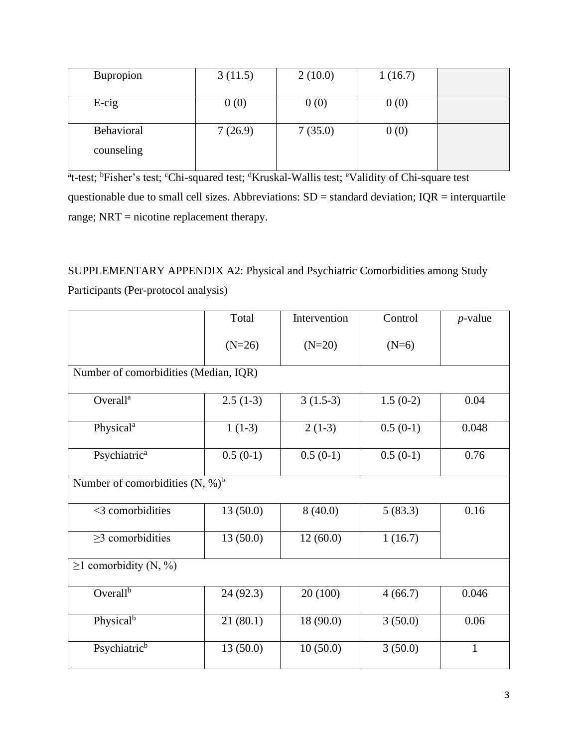| | | | | |
|---|---|---|---|---|
| Bupropion | 3 (11.5) | 2 (10.0) | 1 (16.7) | |
| E-cig | 0 (0) | 0 (0) | 0 (0) | |
| Behavioral counseling | 7 (26.9) | 7 (35.0) | 0 (0) | |

[a]t-test; [b]Fisher's test; [c]Chi-squared test; [d]Kruskal-Wallis test; [e]Validity of Chi-square test questionable due to small cell sizes. Abbreviations: SD = standard deviation; IQR = interquartile range; NRT = nicotine replacement therapy.

SUPPLEMENTARY APPENDIX A2: Physical and Psychiatric Comorbidities among Study Participants (Per-protocol analysis)

| | Total (N=26) | Intervention (N=20) | Control (N=6) | *p*-value |
|---|---|---|---|---|
| Number of comorbidities (Median, IQR) | | | | |
| Overall[a] | 2.5 (1-3) | 3 (1.5-3) | 1.5 (0-2) | 0.04 |
| Physical[a] | 1 (1-3) | 2 (1-3) | 0.5 (0-1) | 0.048 |
| Psychiatric[a] | 0.5 (0-1) | 0.5 (0-1) | 0.5 (0-1) | 0.76 |
| Number of comorbidities (N, %)[b] | | | | |
| <3 comorbidities | 13 (50.0) | 8 (40.0) | 5 (83.3) | 0.16 |
| ≥3 comorbidities | 13 (50.0) | 12 (60.0) | 1 (16.7) | |
| ≥1 comorbidity (N, %) | | | | |
| Overall[b] | 24 (92.3) | 20 (100) | 4 (66.7) | 0.046 |
| Physical[b] | 21 (80.1) | 18 (90.0) | 3 (50.0) | 0.06 |
| Psychiatric[b] | 13 (50.0) | 10 (50.0) | 3 (50.0) | 1 |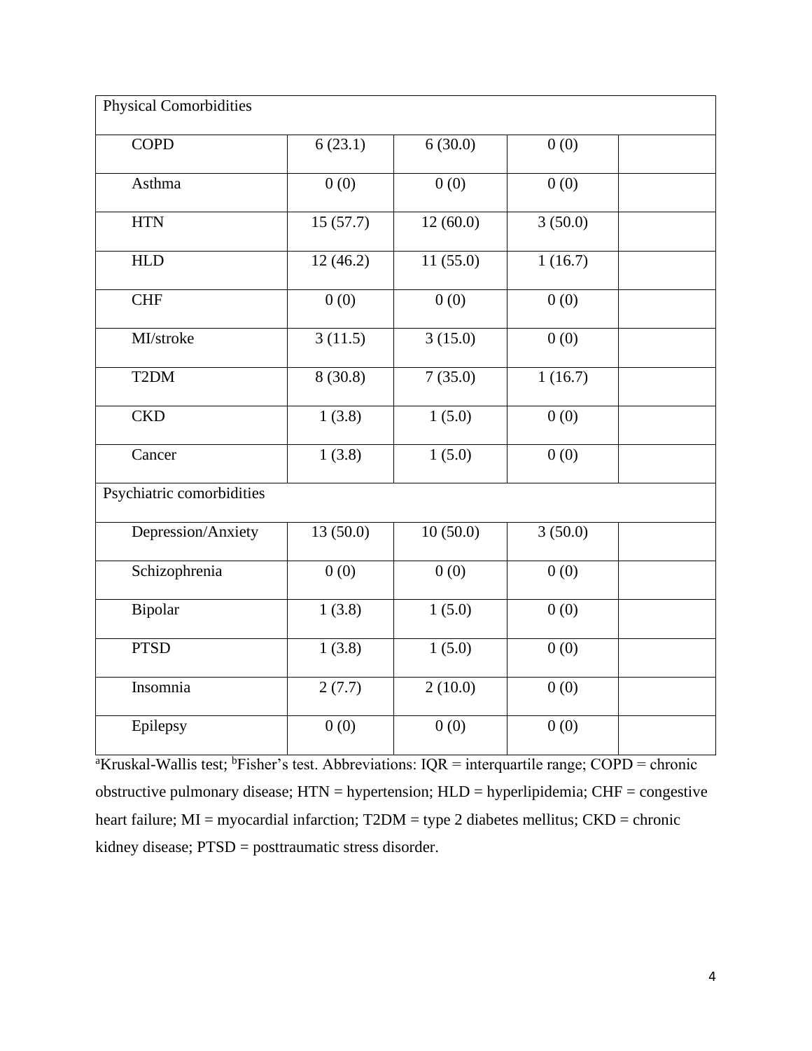| | | | | |
|---|---|---|---|---|
| Physical Comorbidities | | | | |
| COPD | 6 (23.1) | 6 (30.0) | 0 (0) | |
| Asthma | 0 (0) | 0 (0) | 0 (0) | |
| HTN | 15 (57.7) | 12 (60.0) | 3 (50.0) | |
| HLD | 12 (46.2) | 11 (55.0) | 1 (16.7) | |
| CHF | 0 (0) | 0 (0) | 0 (0) | |
| MI/stroke | 3 (11.5) | 3 (15.0) | 0 (0) | |
| T2DM | 8 (30.8) | 7 (35.0) | 1 (16.7) | |
| CKD | 1 (3.8) | 1 (5.0) | 0 (0) | |
| Cancer | 1 (3.8) | 1 (5.0) | 0 (0) | |
| Psychiatric comorbidities | | | | |
| Depression/Anxiety | 13 (50.0) | 10 (50.0) | 3 (50.0) | |
| Schizophrenia | 0 (0) | 0 (0) | 0 (0) | |
| Bipolar | 1 (3.8) | 1 (5.0) | 0 (0) | |
| PTSD | 1 (3.8) | 1 (5.0) | 0 (0) | |
| Insomnia | 2 (7.7) | 2 (10.0) | 0 (0) | |
| Epilepsy | 0 (0) | 0 (0) | 0 (0) | |

[a]Kruskal-Wallis test; [b]Fisher's test. Abbreviations: IQR = interquartile range; COPD = chronic obstructive pulmonary disease; HTN = hypertension; HLD = hyperlipidemia; CHF = congestive heart failure; MI = myocardial infarction; T2DM = type 2 diabetes mellitus; CKD = chronic kidney disease; PTSD = posttraumatic stress disorder.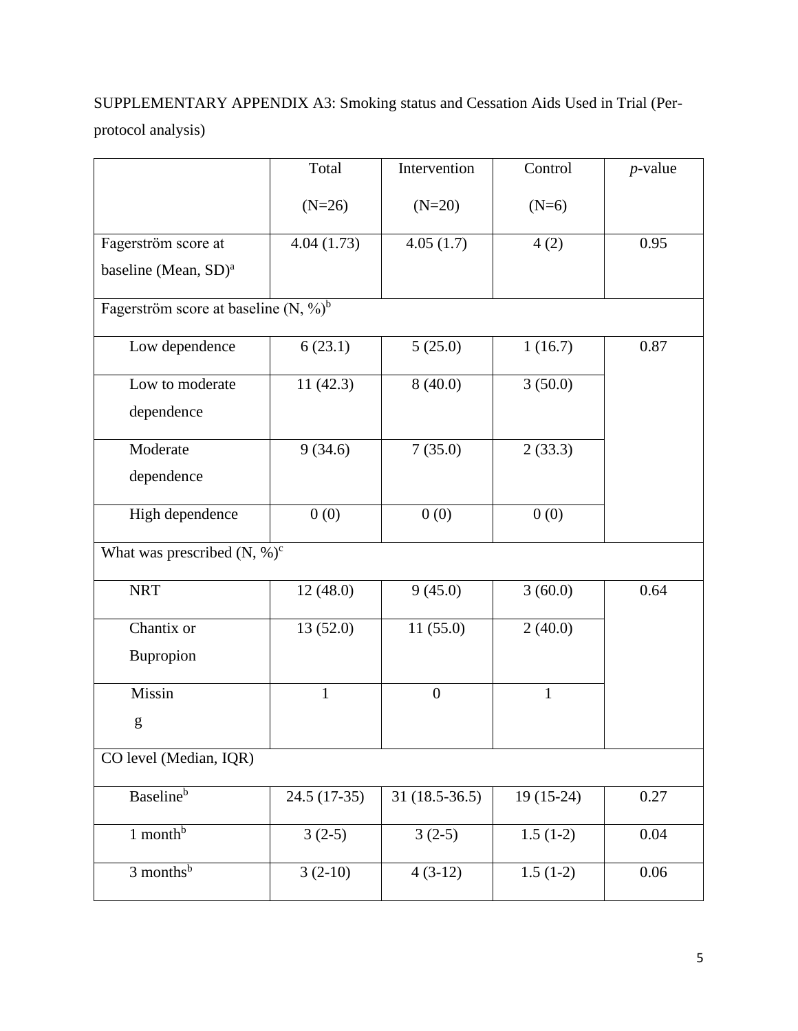SUPPLEMENTARY APPENDIX A3: Smoking status and Cessation Aids Used in Trial (Per-protocol analysis)

| | Total (N=26) | Intervention (N=20) | Control (N=6) | *p*-value |
|---|---|---|---|---|
| Fagerström score at baseline (Mean, SD)[a] | 4.04 (1.73) | 4.05 (1.7) | 4 (2) | 0.95 |
| Fagerström score at baseline (N, %)[b] | | | | |
| Low dependence | 6 (23.1) | 5 (25.0) | 1 (16.7) | 0.87 |
| Low to moderate dependence | 11 (42.3) | 8 (40.0) | 3 (50.0) | |
| Moderate dependence | 9 (34.6) | 7 (35.0) | 2 (33.3) | |
| High dependence | 0 (0) | 0 (0) | 0 (0) | |
| What was prescribed (N, %)[c] | | | | |
| NRT | 12 (48.0) | 9 (45.0) | 3 (60.0) | 0.64 |
| Chantix or Bupropion | 13 (52.0) | 11 (55.0) | 2 (40.0) | |
| Missing | 1 | 0 | 1 | |
| CO level (Median, IQR) | | | | |
| Baseline[b] | 24.5 (17-35) | 31 (18.5-36.5) | 19 (15-24) | 0.27 |
| 1 month[b] | 3 (2-5) | 3 (2-5) | 1.5 (1-2) | 0.04 |
| 3 months[b] | 3 (2-10) | 4 (3-12) | 1.5 (1-2) | 0.06 |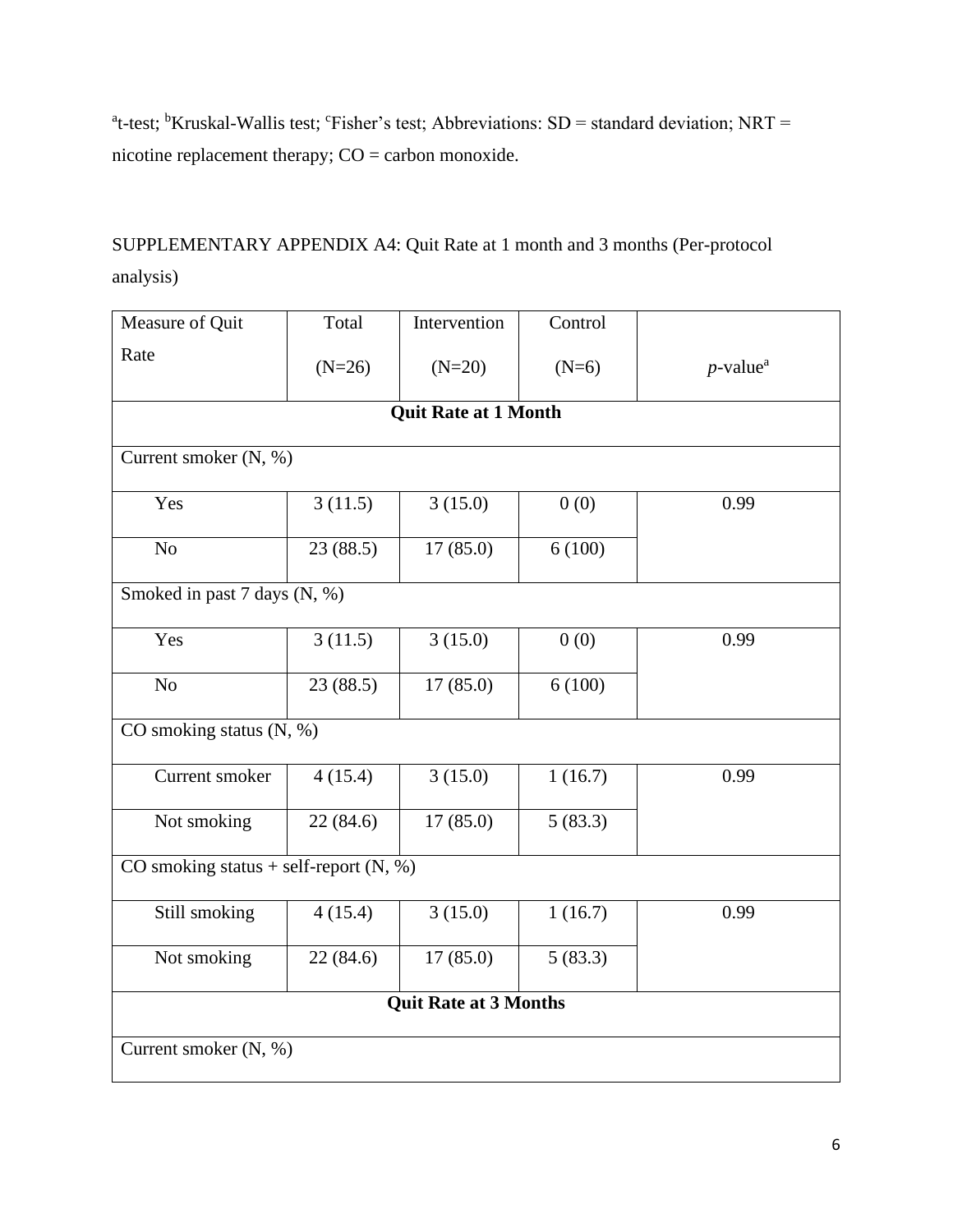[a]t-test; [b]Kruskal-Wallis test; [c]Fisher's test; Abbreviations: SD = standard deviation; NRT = nicotine replacement therapy; CO = carbon monoxide.

SUPPLEMENTARY APPENDIX A4: Quit Rate at 1 month and 3 months (Per-protocol analysis)

| Measure of Quit Rate | Total (N=26) | Intervention (N=20) | Control (N=6) | *p*-value[a] |
|---|---|---|---|---|
| **Quit Rate at 1 Month** | | | | |
| Current smoker (N, %) | | | | |
| Yes | 3 (11.5) | 3 (15.0) | 0 (0) | 0.99 |
| No | 23 (88.5) | 17 (85.0) | 6 (100) | |
| Smoked in past 7 days (N, %) | | | | |
| Yes | 3 (11.5) | 3 (15.0) | 0 (0) | 0.99 |
| No | 23 (88.5) | 17 (85.0) | 6 (100) | |
| CO smoking status (N, %) | | | | |
| Current smoker | 4 (15.4) | 3 (15.0) | 1 (16.7) | 0.99 |
| Not smoking | 22 (84.6) | 17 (85.0) | 5 (83.3) | |
| CO smoking status + self-report (N, %) | | | | |
| Still smoking | 4 (15.4) | 3 (15.0) | 1 (16.7) | 0.99 |
| Not smoking | 22 (84.6) | 17 (85.0) | 5 (83.3) | |
| **Quit Rate at 3 Months** | | | | |
| Current smoker (N, %) | | | | |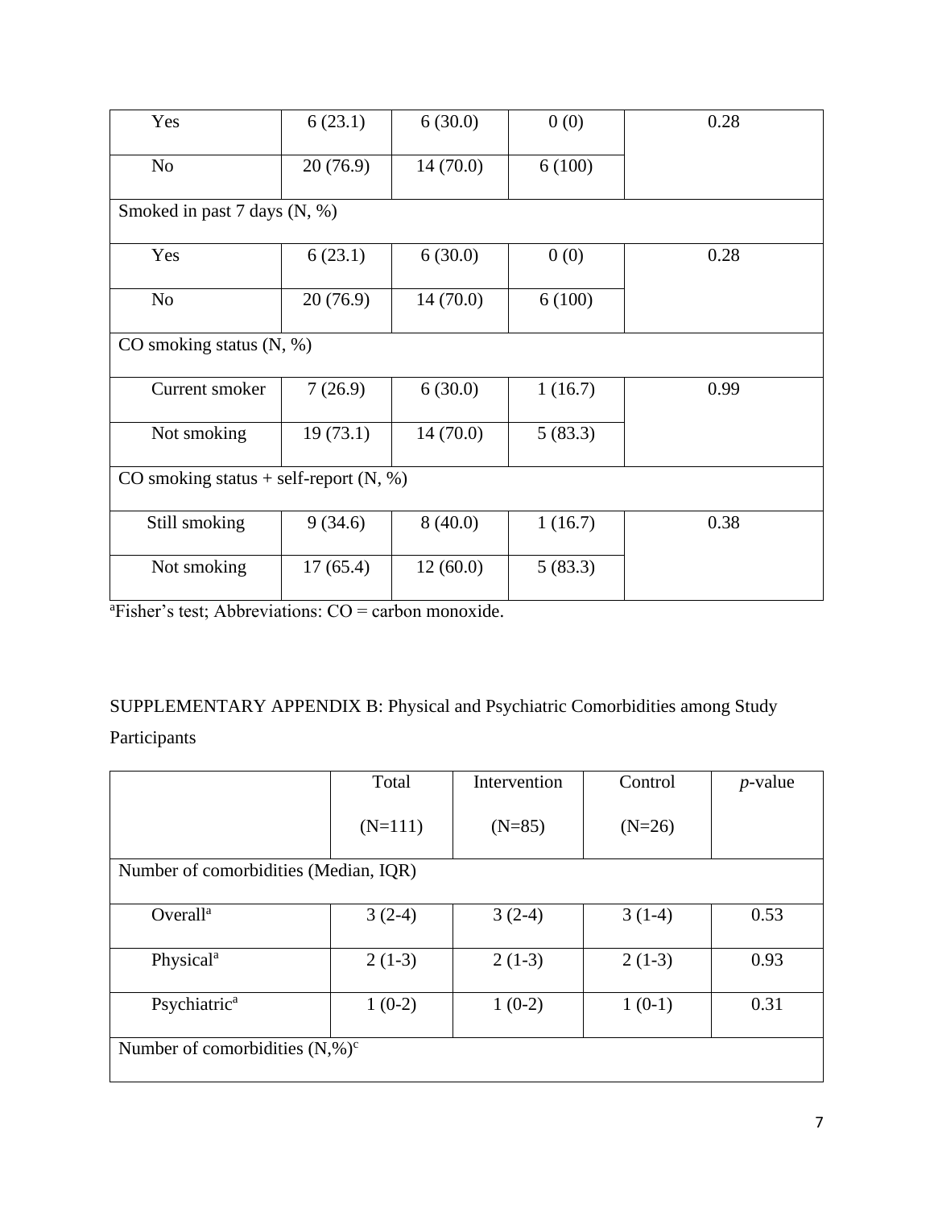|  |  |  |  |  |
|---|---|---|---|---|
| Yes | 6 (23.1) | 6 (30.0) | 0 (0) | 0.28 |
| No | 20 (76.9) | 14 (70.0) | 6 (100) |  |
| Smoked in past 7 days (N, %) |  |  |  |  |
| Yes | 6 (23.1) | 6 (30.0) | 0 (0) | 0.28 |
| No | 20 (76.9) | 14 (70.0) | 6 (100) |  |
| CO smoking status (N, %) |  |  |  |  |
| Current smoker | 7 (26.9) | 6 (30.0) | 1 (16.7) | 0.99 |
| Not smoking | 19 (73.1) | 14 (70.0) | 5 (83.3) |  |
| CO smoking status + self-report (N, %) |  |  |  |  |
| Still smoking | 9 (34.6) | 8 (40.0) | 1 (16.7) | 0.38 |
| Not smoking | 17 (65.4) | 12 (60.0) | 5 (83.3) |  |

[a]Fisher's test; Abbreviations: CO = carbon monoxide.

SUPPLEMENTARY APPENDIX B: Physical and Psychiatric Comorbidities among Study Participants

|  | Total (N=111) | Intervention (N=85) | Control (N=26) | *p*-value |
|---|---|---|---|---|
| Number of comorbidities (Median, IQR) |  |  |  |  |
| Overall[a] | 3 (2-4) | 3 (2-4) | 3 (1-4) | 0.53 |
| Physical[a] | 2 (1-3) | 2 (1-3) | 2 (1-3) | 0.93 |
| Psychiatric[a] | 1 (0-2) | 1 (0-2) | 1 (0-1) | 0.31 |
| Number of comorbidities (N,%)[c] |  |  |  |  |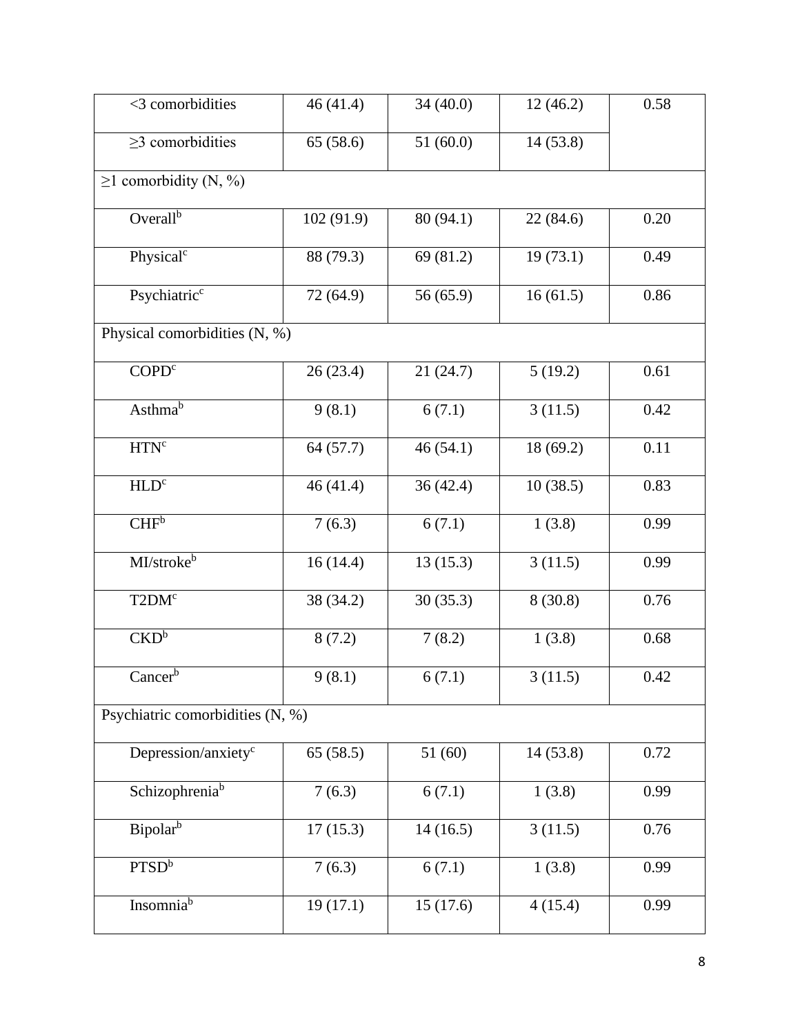| | | | | |
|---|---|---|---|---|
| <3 comorbidities | 46 (41.4) | 34 (40.0) | 12 (46.2) | 0.58 |
| ≥3 comorbidities | 65 (58.6) | 51 (60.0) | 14 (53.8) | |
| ≥1 comorbidity (N, %) | | | | |
| Overall[b] | 102 (91.9) | 80 (94.1) | 22 (84.6) | 0.20 |
| Physical[c] | 88 (79.3) | 69 (81.2) | 19 (73.1) | 0.49 |
| Psychiatric[c] | 72 (64.9) | 56 (65.9) | 16 (61.5) | 0.86 |
| Physical comorbidities (N, %) | | | | |
| COPD[c] | 26 (23.4) | 21 (24.7) | 5 (19.2) | 0.61 |
| Asthma[b] | 9 (8.1) | 6 (7.1) | 3 (11.5) | 0.42 |
| HTN[c] | 64 (57.7) | 46 (54.1) | 18 (69.2) | 0.11 |
| HLD[c] | 46 (41.4) | 36 (42.4) | 10 (38.5) | 0.83 |
| CHF[b] | 7 (6.3) | 6 (7.1) | 1 (3.8) | 0.99 |
| MI/stroke[b] | 16 (14.4) | 13 (15.3) | 3 (11.5) | 0.99 |
| T2DM[c] | 38 (34.2) | 30 (35.3) | 8 (30.8) | 0.76 |
| CKD[b] | 8 (7.2) | 7 (8.2) | 1 (3.8) | 0.68 |
| Cancer[b] | 9 (8.1) | 6 (7.1) | 3 (11.5) | 0.42 |
| Psychiatric comorbidities (N, %) | | | | |
| Depression/anxiety[c] | 65 (58.5) | 51 (60) | 14 (53.8) | 0.72 |
| Schizophrenia[b] | 7 (6.3) | 6 (7.1) | 1 (3.8) | 0.99 |
| Bipolar[b] | 17 (15.3) | 14 (16.5) | 3 (11.5) | 0.76 |
| PTSD[b] | 7 (6.3) | 6 (7.1) | 1 (3.8) | 0.99 |
| Insomnia[b] | 19 (17.1) | 15 (17.6) | 4 (15.4) | 0.99 |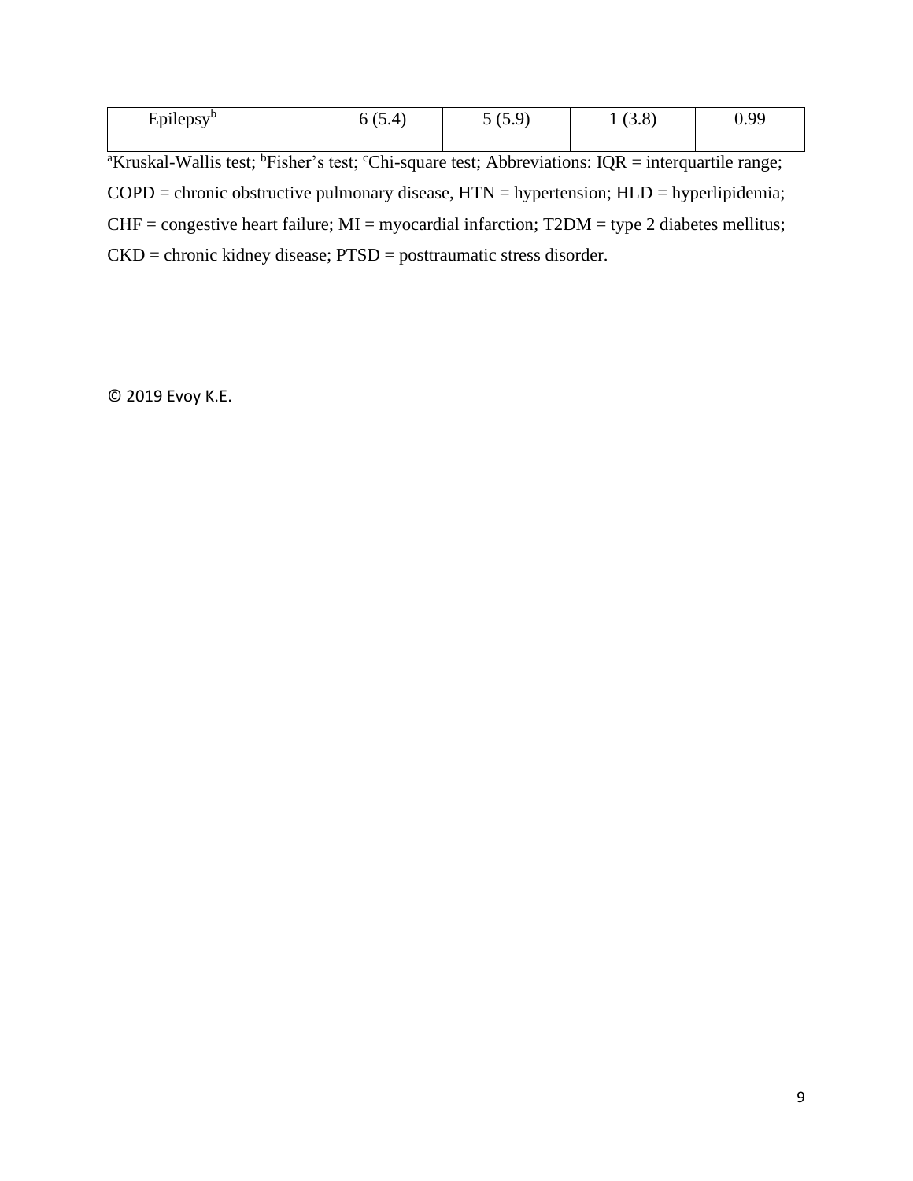| | | | | |
|---|---|---|---|---|
| Epilepsy[b] | 6 (5.4) | 5 (5.9) | 1 (3.8) | 0.99 |

[a]Kruskal-Wallis test; [b]Fisher's test; [c]Chi-square test; Abbreviations: IQR = interquartile range; COPD = chronic obstructive pulmonary disease, HTN = hypertension; HLD = hyperlipidemia; CHF = congestive heart failure; MI = myocardial infarction; T2DM = type 2 diabetes mellitus; CKD = chronic kidney disease; PTSD = posttraumatic stress disorder.

© 2019 Evoy K.E.